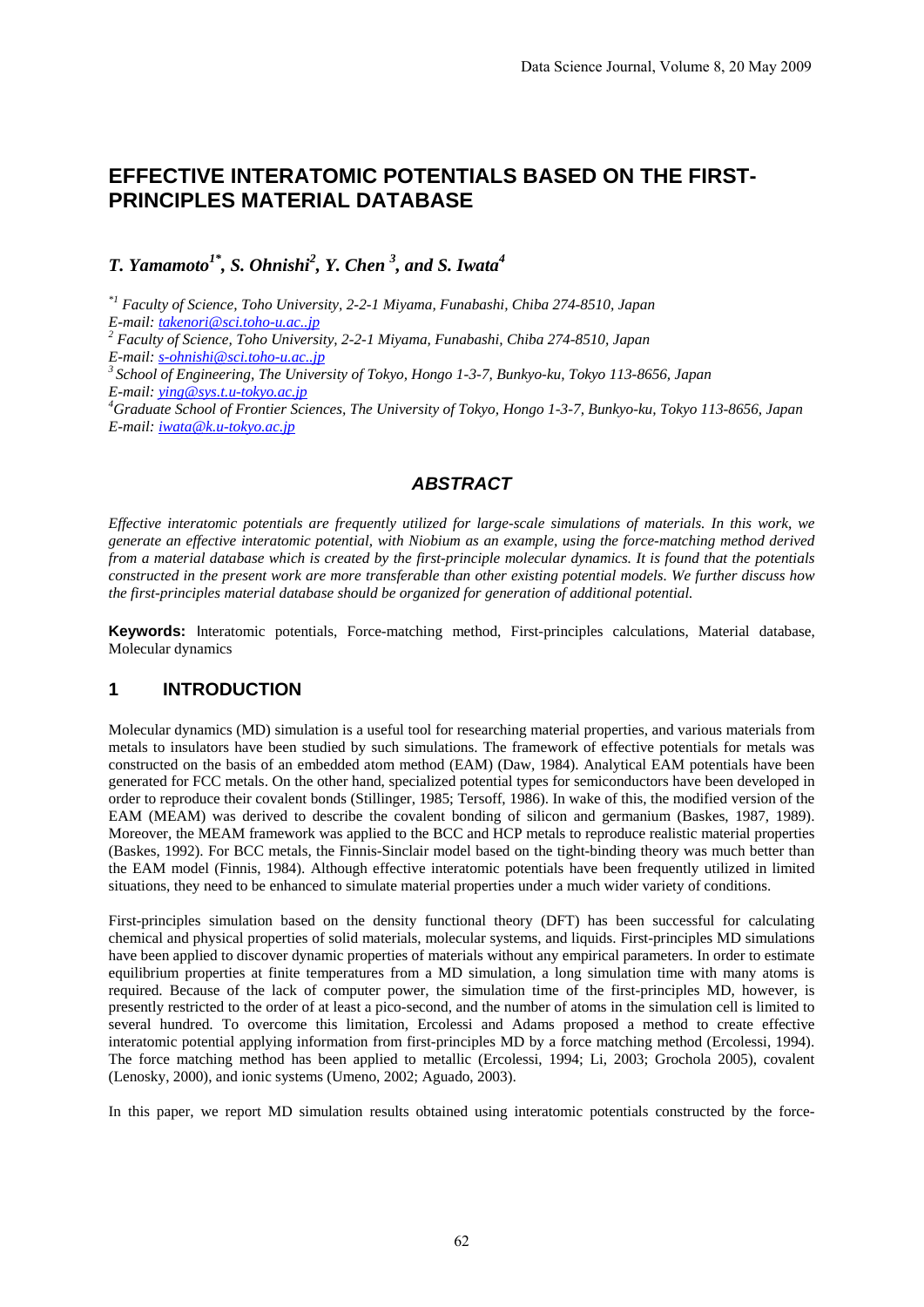# EFFECTIVE INTERATOMIC POTENTIALS BASED ON THE FIRST-PRINCIPLES MATERIAL DATABASE

***T. Yamamoto[1*], S. Ohnishi[2], Y. Chen [3], and S. Iwata[4]***

*[*1] Faculty of Science, Toho University, 2-2-1 Miyama, Funabashi, Chiba 274-8510, Japan*
*E-mail: takenori@sci.toho-u.ac..jp*
*[2] Faculty of Science, Toho University, 2-2-1 Miyama, Funabashi, Chiba 274-8510, Japan*
*E-mail: s-ohnishi@sci.toho-u.ac..jp*
*[3] School of Engineering, The University of Tokyo, Hongo 1-3-7, Bunkyo-ku, Tokyo 113-8656, Japan*
*E-mail: ying@sys.t.u-tokyo.ac.jp*
*[4] Graduate School of Frontier Sciences, The University of Tokyo, Hongo 1-3-7, Bunkyo-ku, Tokyo 113-8656, Japan*
*E-mail: iwata@k.u-tokyo.ac.jp*

## *ABSTRACT*

*Effective interatomic potentials are frequently utilized for large-scale simulations of materials. In this work, we generate an effective interatomic potential, with Niobium as an example, using the force-matching method derived from a material database which is created by the first-principle molecular dynamics. It is found that the potentials constructed in the present work are more transferable than other existing potential models. We further discuss how the first-principles material database should be organized for generation of additional potential.*

**Keywords:** Interatomic potentials, Force-matching method, First-principles calculations, Material database, Molecular dynamics

## 1 INTRODUCTION

Molecular dynamics (MD) simulation is a useful tool for researching material properties, and various materials from metals to insulators have been studied by such simulations. The framework of effective potentials for metals was constructed on the basis of an embedded atom method (EAM) (Daw, 1984). Analytical EAM potentials have been generated for FCC metals. On the other hand, specialized potential types for semiconductors have been developed in order to reproduce their covalent bonds (Stillinger, 1985; Tersoff, 1986). In wake of this, the modified version of the EAM (MEAM) was derived to describe the covalent bonding of silicon and germanium (Baskes, 1987, 1989). Moreover, the MEAM framework was applied to the BCC and HCP metals to reproduce realistic material properties (Baskes, 1992). For BCC metals, the Finnis-Sinclair model based on the tight-binding theory was much better than the EAM model (Finnis, 1984). Although effective interatomic potentials have been frequently utilized in limited situations, they need to be enhanced to simulate material properties under a much wider variety of conditions.

First-principles simulation based on the density functional theory (DFT) has been successful for calculating chemical and physical properties of solid materials, molecular systems, and liquids. First-principles MD simulations have been applied to discover dynamic properties of materials without any empirical parameters. In order to estimate equilibrium properties at finite temperatures from a MD simulation, a long simulation time with many atoms is required. Because of the lack of computer power, the simulation time of the first-principles MD, however, is presently restricted to the order of at least a pico-second, and the number of atoms in the simulation cell is limited to several hundred. To overcome this limitation, Ercolessi and Adams proposed a method to create effective interatomic potential applying information from first-principles MD by a force matching method (Ercolessi, 1994). The force matching method has been applied to metallic (Ercolessi, 1994; Li, 2003; Grochola 2005), covalent (Lenosky, 2000), and ionic systems (Umeno, 2002; Aguado, 2003).

In this paper, we report MD simulation results obtained using interatomic potentials constructed by the force-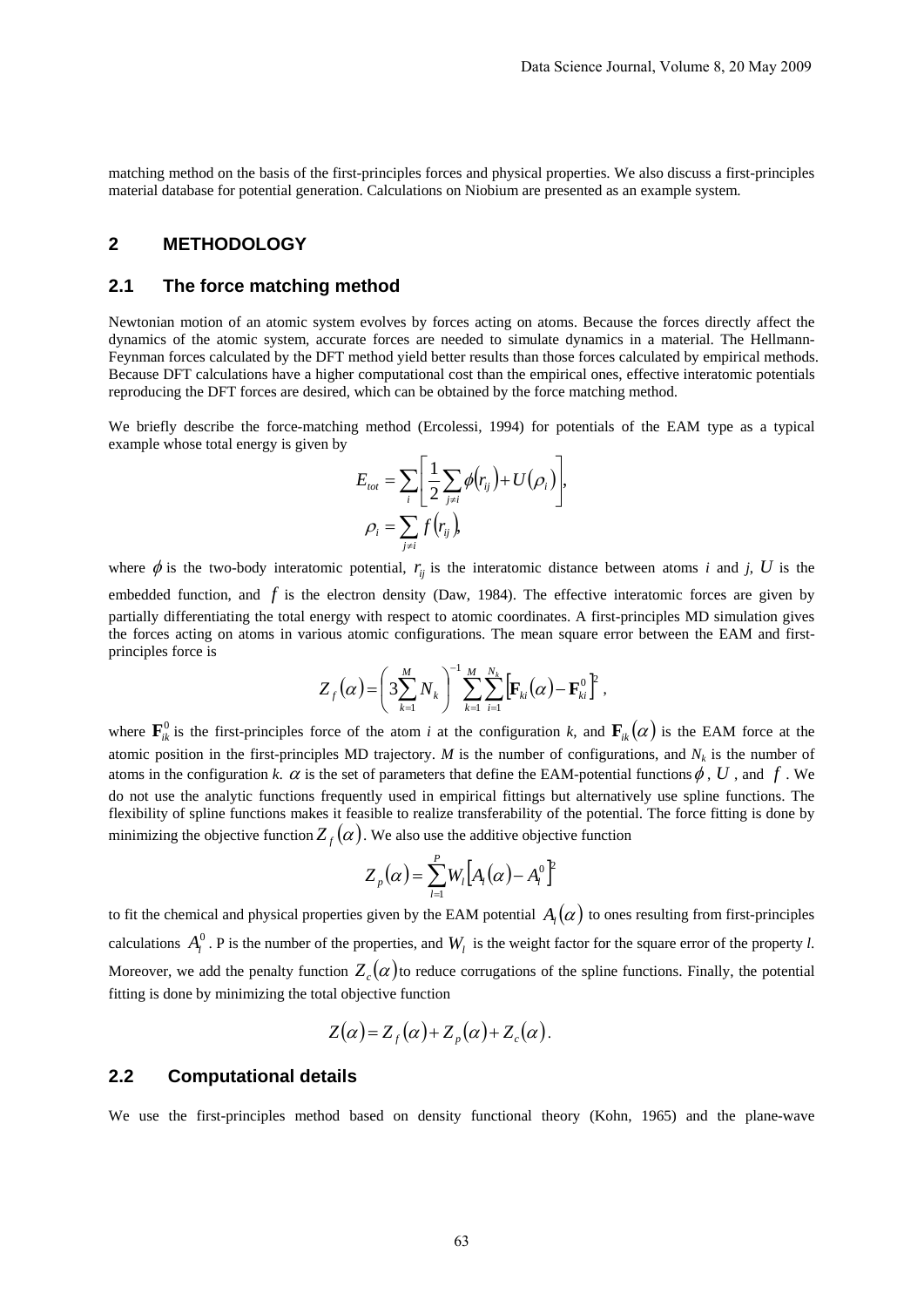matching method on the basis of the first-principles forces and physical properties. We also discuss a first-principles material database for potential generation. Calculations on Niobium are presented as an example system.

## 2 METHODOLOGY

### 2.1 The force matching method

Newtonian motion of an atomic system evolves by forces acting on atoms. Because the forces directly affect the dynamics of the atomic system, accurate forces are needed to simulate dynamics in a material. The Hellmann-Feynman forces calculated by the DFT method yield better results than those forces calculated by empirical methods. Because DFT calculations have a higher computational cost than the empirical ones, effective interatomic potentials reproducing the DFT forces are desired, which can be obtained by the force matching method.

We briefly describe the force-matching method (Ercolessi, 1994) for potentials of the EAM type as a typical example whose total energy is given by

$$E_{tot} = \sum_i \left[ \frac{1}{2} \sum_{j \neq i} \phi(r_{ij}) + U(\rho_i) \right],$$

$$\rho_i = \sum_{j \neq i} f(r_{ij}),$$

where $\phi$ is the two-body interatomic potential, $r_{ij}$ is the interatomic distance between atoms *i* and *j*, $U$ is the embedded function, and $f$ is the electron density (Daw, 1984). The effective interatomic forces are given by partially differentiating the total energy with respect to atomic coordinates. A first-principles MD simulation gives the forces acting on atoms in various atomic configurations. The mean square error between the EAM and first-principles force is

$$Z_f(\alpha) = \left( 3 \sum_{k=1}^{M} N_k \right)^{-1} \sum_{k=1}^{M} \sum_{i=1}^{N_k} \left[ \mathbf{F}_{ki}(\alpha) - \mathbf{F}_{ki}^0 \right]^2 ,$$

where $\mathbf{F}_{ik}^0$ is the first-principles force of the atom *i* at the configuration *k*, and $\mathbf{F}_{ik}(\alpha)$ is the EAM force at the atomic position in the first-principles MD trajectory. *M* is the number of configurations, and $N_k$ is the number of atoms in the configuration *k*. $\alpha$ is the set of parameters that define the EAM-potential functions $\phi$, $U$, and $f$. We do not use the analytic functions frequently used in empirical fittings but alternatively use spline functions. The flexibility of spline functions makes it feasible to realize transferability of the potential. The force fitting is done by minimizing the objective function $Z_f(\alpha)$. We also use the additive objective function

$$Z_p(\alpha) = \sum_{l=1}^{P} W_l \left[ A_l(\alpha) - A_l^0 \right]^2$$

to fit the chemical and physical properties given by the EAM potential $A_l(\alpha)$ to ones resulting from first-principles calculations $A_l^0$. P is the number of the properties, and $W_l$ is the weight factor for the square error of the property *l*. Moreover, we add the penalty function $Z_c(\alpha)$ to reduce corrugations of the spline functions. Finally, the potential fitting is done by minimizing the total objective function

$$Z(\alpha) = Z_f(\alpha) + Z_p(\alpha) + Z_c(\alpha).$$

### 2.2 Computational details

We use the first-principles method based on density functional theory (Kohn, 1965) and the plane-wave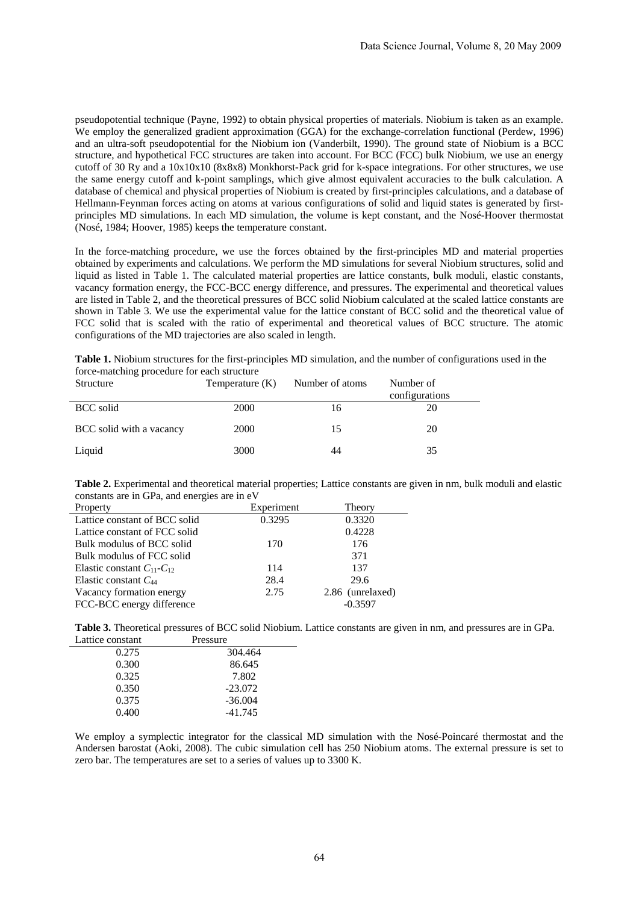pseudopotential technique (Payne, 1992) to obtain physical properties of materials. Niobium is taken as an example. We employ the generalized gradient approximation (GGA) for the exchange-correlation functional (Perdew, 1996) and an ultra-soft pseudopotential for the Niobium ion (Vanderbilt, 1990). The ground state of Niobium is a BCC structure, and hypothetical FCC structures are taken into account. For BCC (FCC) bulk Niobium, we use an energy cutoff of 30 Ry and a 10x10x10 (8x8x8) Monkhorst-Pack grid for k-space integrations. For other structures, we use the same energy cutoff and k-point samplings, which give almost equivalent accuracies to the bulk calculation. A database of chemical and physical properties of Niobium is created by first-principles calculations, and a database of Hellmann-Feynman forces acting on atoms at various configurations of solid and liquid states is generated by first-principles MD simulations. In each MD simulation, the volume is kept constant, and the Nosé-Hoover thermostat (Nosé, 1984; Hoover, 1985) keeps the temperature constant.

In the force-matching procedure, we use the forces obtained by the first-principles MD and material properties obtained by experiments and calculations. We perform the MD simulations for several Niobium structures, solid and liquid as listed in Table 1. The calculated material properties are lattice constants, bulk moduli, elastic constants, vacancy formation energy, the FCC-BCC energy difference, and pressures. The experimental and theoretical values are listed in Table 2, and the theoretical pressures of BCC solid Niobium calculated at the scaled lattice constants are shown in Table 3. We use the experimental value for the lattice constant of BCC solid and the theoretical value of FCC solid that is scaled with the ratio of experimental and theoretical values of BCC structure. The atomic configurations of the MD trajectories are also scaled in length.

**Table 1.** Niobium structures for the first-principles MD simulation, and the number of configurations used in the force-matching procedure for each structure

| Structure | Temperature (K) | Number of atoms | Number of configurations |
|---|---|---|---|
| BCC solid | 2000 | 16 | 20 |
| BCC solid with a vacancy | 2000 | 15 | 20 |
| Liquid | 3000 | 44 | 35 |

**Table 2.** Experimental and theoretical material properties; Lattice constants are given in nm, bulk moduli and elastic constants are in GPa, and energies are in eV

| Property | Experiment | Theory |
|---|---|---|
| Lattice constant of BCC solid | 0.3295 | 0.3320 |
| Lattice constant of FCC solid | | 0.4228 |
| Bulk modulus of BCC solid | 170 | 176 |
| Bulk modulus of FCC solid | | 371 |
| Elastic constant $C_{11}$-$C_{12}$ | 114 | 137 |
| Elastic constant $C_{44}$ | 28.4 | 29.6 |
| Vacancy formation energy | 2.75 | 2.86 (unrelaxed) |
| FCC-BCC energy difference | | -0.3597 |

**Table 3.** Theoretical pressures of BCC solid Niobium. Lattice constants are given in nm, and pressures are in GPa.

| Lattice constant | Pressure |
|---|---|
| 0.275 | 304.464 |
| 0.300 | 86.645 |
| 0.325 | 7.802 |
| 0.350 | -23.072 |
| 0.375 | -36.004 |
| 0.400 | -41.745 |

We employ a symplectic integrator for the classical MD simulation with the Nosé-Poincaré thermostat and the Andersen barostat (Aoki, 2008). The cubic simulation cell has 250 Niobium atoms. The external pressure is set to zero bar. The temperatures are set to a series of values up to 3300 K.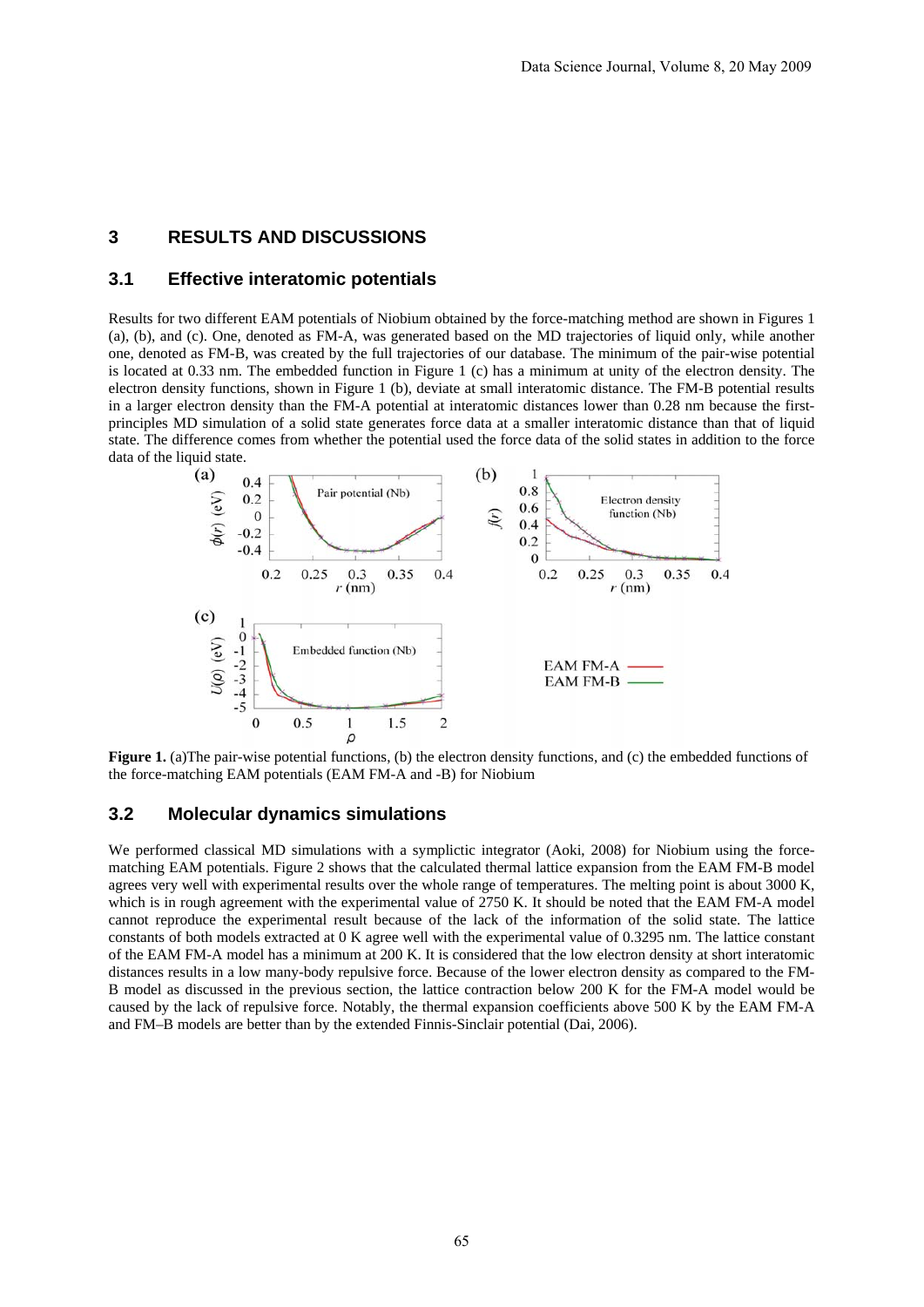## 3 RESULTS AND DISCUSSIONS

### 3.1 Effective interatomic potentials

Results for two different EAM potentials of Niobium obtained by the force-matching method are shown in Figures 1 (a), (b), and (c). One, denoted as FM-A, was generated based on the MD trajectories of liquid only, while another one, denoted as FM-B, was created by the full trajectories of our database. The minimum of the pair-wise potential is located at 0.33 nm. The embedded function in Figure 1 (c) has a minimum at unity of the electron density. The electron density functions, shown in Figure 1 (b), deviate at small interatomic distance. The FM-B potential results in a larger electron density than the FM-A potential at interatomic distances lower than 0.28 nm because the first-principles MD simulation of a solid state generates force data at a smaller interatomic distance than that of liquid state. The difference comes from whether the potential used the force data of the solid states in addition to the force data of the liquid state.

**Figure 1.** (a)The pair-wise potential functions, (b) the electron density functions, and (c) the embedded functions of the force-matching EAM potentials (EAM FM-A and -B) for Niobium

### 3.2 Molecular dynamics simulations

We performed classical MD simulations with a symplictic integrator (Aoki, 2008) for Niobium using the force-matching EAM potentials. Figure 2 shows that the calculated thermal lattice expansion from the EAM FM-B model agrees very well with experimental results over the whole range of temperatures. The melting point is about 3000 K, which is in rough agreement with the experimental value of 2750 K. It should be noted that the EAM FM-A model cannot reproduce the experimental result because of the lack of the information of the solid state. The lattice constants of both models extracted at 0 K agree well with the experimental value of 0.3295 nm. The lattice constant of the EAM FM-A model has a minimum at 200 K. It is considered that the low electron density at short interatomic distances results in a low many-body repulsive force. Because of the lower electron density as compared to the FM-B model as discussed in the previous section, the lattice contraction below 200 K for the FM-A model would be caused by the lack of repulsive force. Notably, the thermal expansion coefficients above 500 K by the EAM FM-A and FM–B models are better than by the extended Finnis-Sinclair potential (Dai, 2006).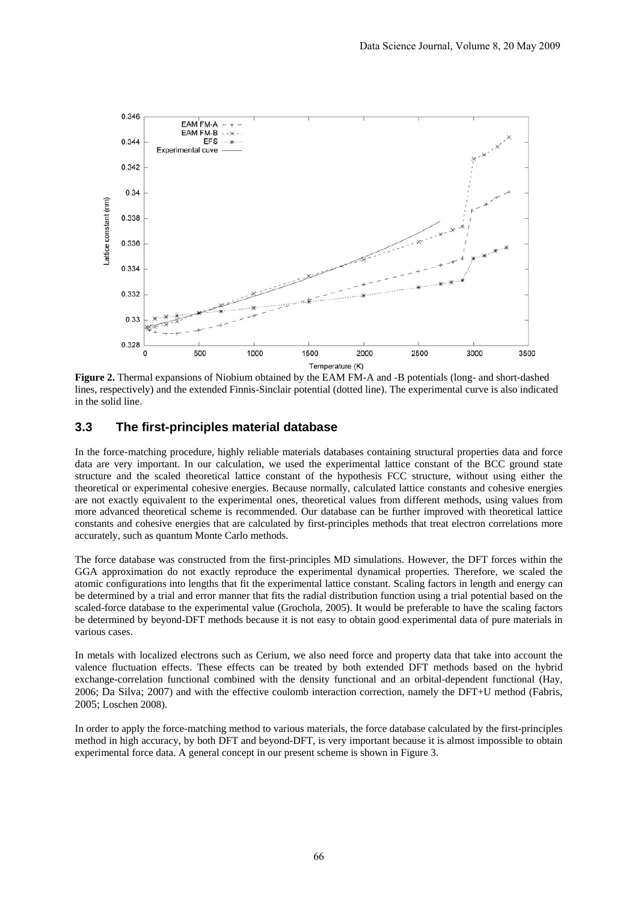**Figure 2.** Thermal expansions of Niobium obtained by the EAM FM-A and -B potentials (long- and short-dashed lines, respectively) and the extended Finnis-Sinclair potential (dotted line). The experimental curve is also indicated in the solid line.

### 3.3 The first-principles material database

In the force-matching procedure, highly reliable materials databases containing structural properties data and force data are very important. In our calculation, we used the experimental lattice constant of the BCC ground state structure and the scaled theoretical lattice constant of the hypothesis FCC structure, without using either the theoretical or experimental cohesive energies. Because normally, calculated lattice constants and cohesive energies are not exactly equivalent to the experimental ones, theoretical values from different methods, using values from more advanced theoretical scheme is recommended. Our database can be further improved with theoretical lattice constants and cohesive energies that are calculated by first-principles methods that treat electron correlations more accurately, such as quantum Monte Carlo methods.

The force database was constructed from the first-principles MD simulations. However, the DFT forces within the GGA approximation do not exactly reproduce the experimental dynamical properties. Therefore, we scaled the atomic configurations into lengths that fit the experimental lattice constant. Scaling factors in length and energy can be determined by a trial and error manner that fits the radial distribution function using a trial potential based on the scaled-force database to the experimental value (Grochola, 2005). It would be preferable to have the scaling factors be determined by beyond-DFT methods because it is not easy to obtain good experimental data of pure materials in various cases.

In metals with localized electrons such as Cerium, we also need force and property data that take into account the valence fluctuation effects. These effects can be treated by both extended DFT methods based on the hybrid exchange-correlation functional combined with the density functional and an orbital-dependent functional (Hay, 2006; Da Silva; 2007) and with the effective coulomb interaction correction, namely the DFT+U method (Fabris, 2005; Loschen 2008).

In order to apply the force-matching method to various materials, the force database calculated by the first-principles method in high accuracy, by both DFT and beyond-DFT, is very important because it is almost impossible to obtain experimental force data. A general concept in our present scheme is shown in Figure 3.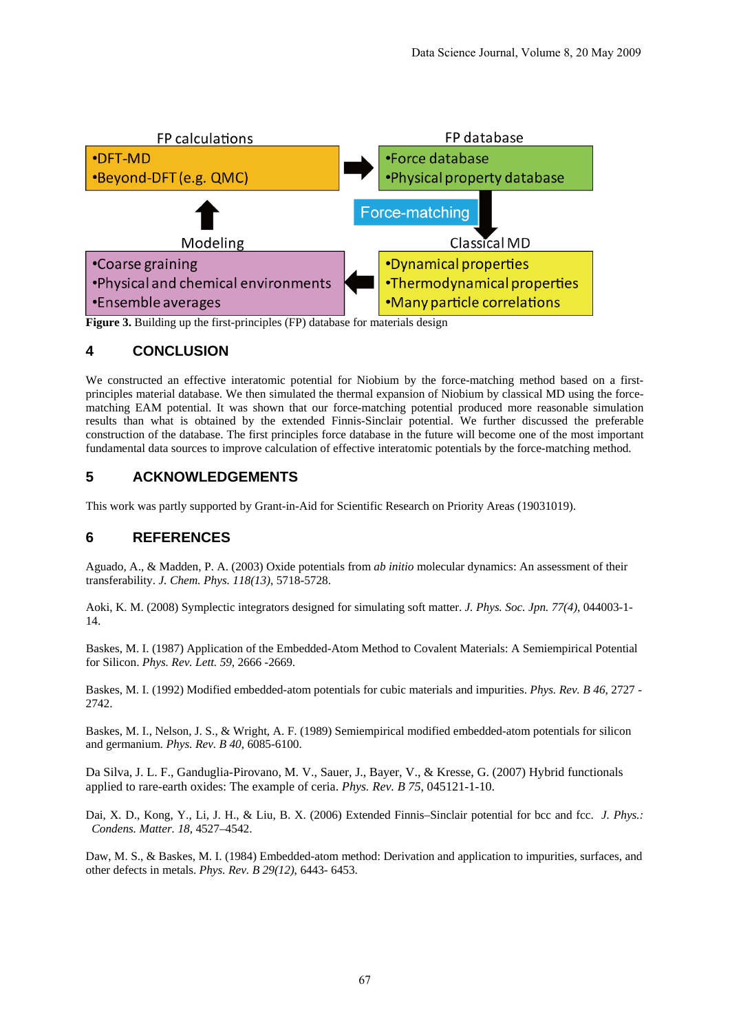FP calculations
- DFT-MD
- Beyond-DFT (e.g. QMC)

FP database
- Force database
- Physical property database

Force-matching

Modeling
- Coarse graining
- Physical and chemical environments
- Ensemble averages

Classical MD
- Dynamical properties
- Thermodynamical properties
- Many particle correlations

**Figure 3.** Building up the first-principles (FP) database for materials design

## 4 CONCLUSION

We constructed an effective interatomic potential for Niobium by the force-matching method based on a first-principles material database. We then simulated the thermal expansion of Niobium by classical MD using the force-matching EAM potential. It was shown that our force-matching potential produced more reasonable simulation results than what is obtained by the extended Finnis-Sinclair potential. We further discussed the preferable construction of the database. The first principles force database in the future will become one of the most important fundamental data sources to improve calculation of effective interatomic potentials by the force-matching method.

## 5 ACKNOWLEDGEMENTS

This work was partly supported by Grant-in-Aid for Scientific Research on Priority Areas (19031019).

## 6 REFERENCES

Aguado, A., & Madden, P. A. (2003) Oxide potentials from *ab initio* molecular dynamics: An assessment of their transferability. *J. Chem. Phys. 118(13)*, 5718-5728.

Aoki, K. M. (2008) Symplectic integrators designed for simulating soft matter. *J. Phys. Soc. Jpn. 77(4)*, 044003-1-14.

Baskes, M. I. (1987) Application of the Embedded-Atom Method to Covalent Materials: A Semiempirical Potential for Silicon. *Phys. Rev. Lett. 59*, 2666 -2669.

Baskes, M. I. (1992) Modified embedded-atom potentials for cubic materials and impurities. *Phys. Rev. B 46*, 2727 -2742.

Baskes, M. I., Nelson, J. S., & Wright, A. F. (1989) Semiempirical modified embedded-atom potentials for silicon and germanium. *Phys. Rev. B 40*, 6085-6100.

Da Silva, J. L. F., Ganduglia-Pirovano, M. V., Sauer, J., Bayer, V., & Kresse, G. (2007) Hybrid functionals applied to rare-earth oxides: The example of ceria. *Phys. Rev. B 75*, 045121-1-10.

Dai, X. D., Kong, Y., Li, J. H., & Liu, B. X. (2006) Extended Finnis–Sinclair potential for bcc and fcc. *J. Phys.: Condens. Matter. 18*, 4527–4542.

Daw, M. S., & Baskes, M. I. (1984) Embedded-atom method: Derivation and application to impurities, surfaces, and other defects in metals. *Phys. Rev. B 29(12)*, 6443- 6453.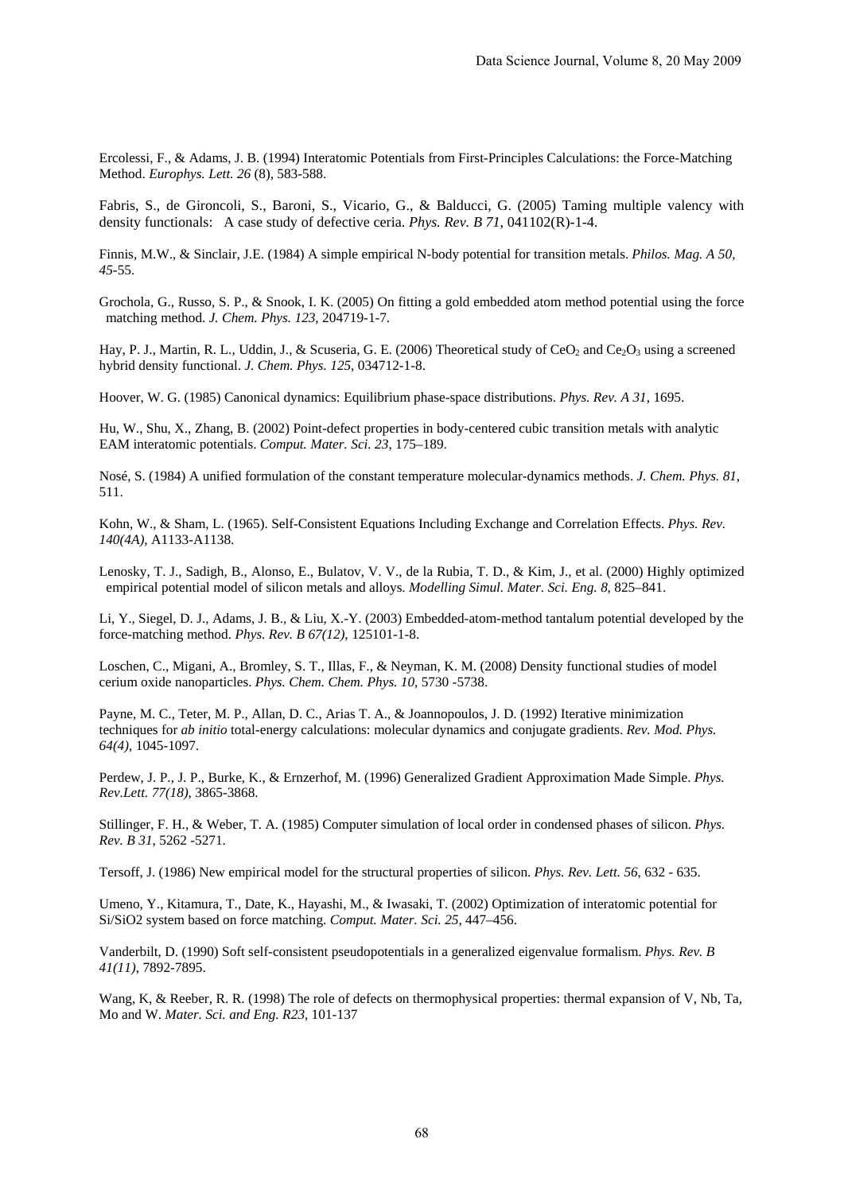Ercolessi, F., & Adams, J. B. (1994) Interatomic Potentials from First-Principles Calculations: the Force-Matching Method. *Europhys. Lett. 26* (8), 583-588.

Fabris, S., de Gironcoli, S., Baroni, S., Vicario, G., & Balducci, G. (2005) Taming multiple valency with density functionals: A case study of defective ceria. *Phys. Rev. B 71*, 041102(R)-1-4.

Finnis, M.W., & Sinclair, J.E. (1984) A simple empirical N-body potential for transition metals. *Philos. Mag. A 50, 45*-55.

Grochola, G., Russo, S. P., & Snook, I. K. (2005) On fitting a gold embedded atom method potential using the force matching method. *J. Chem. Phys. 123*, 204719-1-7.

Hay, P. J., Martin, R. L., Uddin, J., & Scuseria, G. E. (2006) Theoretical study of $CeO_2$ and $Ce_2O_3$ using a screened hybrid density functional. *J. Chem. Phys. 125*, 034712-1-8.

Hoover, W. G. (1985) Canonical dynamics: Equilibrium phase-space distributions. *Phys. Rev. A 31*, 1695.

Hu, W., Shu, X., Zhang, B. (2002) Point-defect properties in body-centered cubic transition metals with analytic EAM interatomic potentials. *Comput. Mater. Sci. 23*, 175–189.

Nosé, S. (1984) A unified formulation of the constant temperature molecular-dynamics methods. *J. Chem. Phys. 81*, 511.

Kohn, W., & Sham, L. (1965). Self-Consistent Equations Including Exchange and Correlation Effects. *Phys. Rev. 140(4A)*, A1133-A1138.

Lenosky, T. J., Sadigh, B., Alonso, E., Bulatov, V. V., de la Rubia, T. D., & Kim, J., et al. (2000) Highly optimized empirical potential model of silicon metals and alloys. *Modelling Simul. Mater. Sci. Eng. 8*, 825–841.

Li, Y., Siegel, D. J., Adams, J. B., & Liu, X.-Y. (2003) Embedded-atom-method tantalum potential developed by the force-matching method. *Phys. Rev. B 67(12)*, 125101-1-8.

Loschen, C., Migani, A., Bromley, S. T., Illas, F., & Neyman, K. M. (2008) Density functional studies of model cerium oxide nanoparticles. *Phys. Chem. Chem. Phys. 10*, 5730 -5738.

Payne, M. C., Teter, M. P., Allan, D. C., Arias T. A., & Joannopoulos, J. D. (1992) Iterative minimization techniques for *ab initio* total-energy calculations: molecular dynamics and conjugate gradients. *Rev. Mod. Phys. 64(4)*, 1045-1097.

Perdew, J. P., J. P., Burke, K., & Ernzerhof, M. (1996) Generalized Gradient Approximation Made Simple. *Phys. Rev.Lett. 77(18)*, 3865-3868.

Stillinger, F. H., & Weber, T. A. (1985) Computer simulation of local order in condensed phases of silicon. *Phys. Rev. B 31*, 5262 -5271.

Tersoff, J. (1986) New empirical model for the structural properties of silicon. *Phys. Rev. Lett. 56*, 632 - 635.

Umeno, Y., Kitamura, T., Date, K., Hayashi, M., & Iwasaki, T. (2002) Optimization of interatomic potential for Si/SiO2 system based on force matching. *Comput. Mater. Sci. 25*, 447–456.

Vanderbilt, D. (1990) Soft self-consistent pseudopotentials in a generalized eigenvalue formalism. *Phys. Rev. B 41(11)*, 7892-7895.

Wang, K, & Reeber, R. R. (1998) The role of defects on thermophysical properties: thermal expansion of V, Nb, Ta, Mo and W. *Mater. Sci. and Eng. R23*, 101-137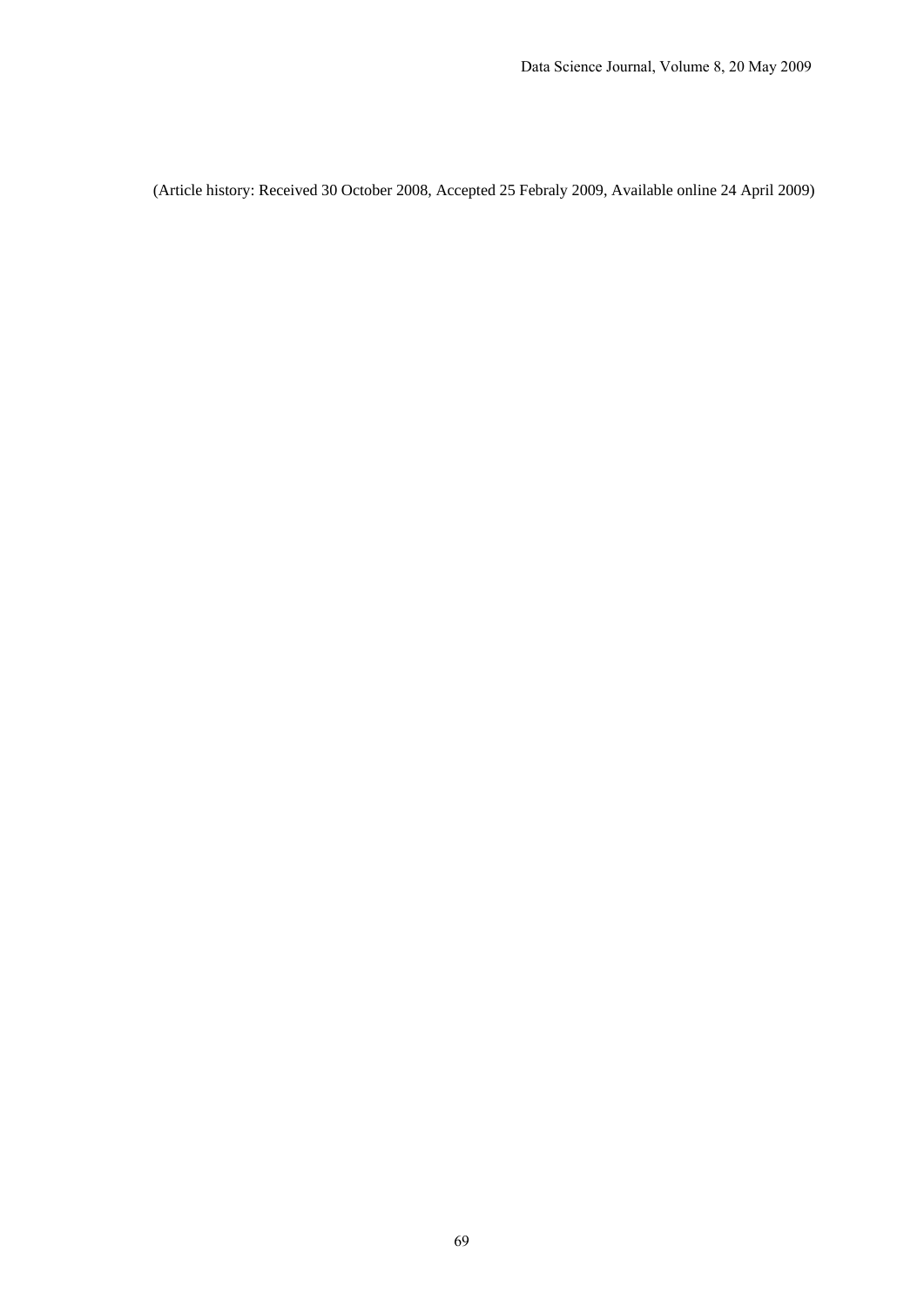(Article history: Received 30 October 2008, Accepted 25 Febraly 2009, Available online 24 April 2009)